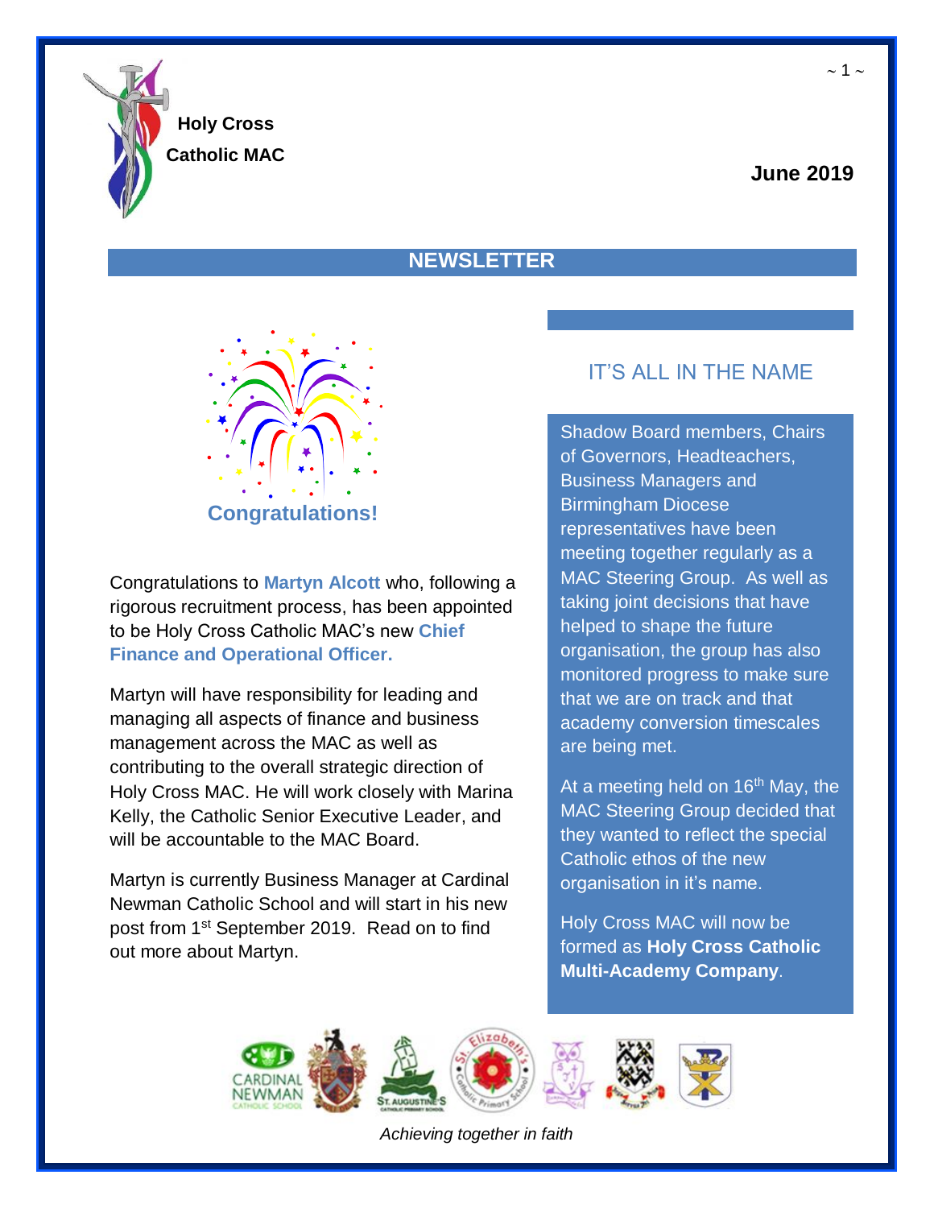**Holy Cross Catholic MAC**

**June 2019**

# NEWSLETTER

**Congratulations!**

Congratulations to **Martyn Alcott** who, following a rigorous recruitment process, has been appointed to be Holy Cross Catholic MAC's new **Chief Finance and Operational Officer.**

Martyn will have responsibility for leading and managing all aspects of finance and business management across the MAC as well as contributing to the overall strategic direction of Holy Cross MAC. He will work closely with Marina Kelly, the Catholic Senior Executive Leader, and will be accountable to the MAC Board.

Martyn is currently Business Manager at Cardinal Newman Catholic School and will start in his new post from 1st September 2019. Read on to find out more about Martyn.

## IT'S ALL IN THE NAME

Shadow Board members, Chairs of Governors, Headteachers, Business Managers and Birmingham Diocese representatives have been meeting together regularly as a MAC Steering Group. As well as taking joint decisions that have helped to shape the future organisation, the group has also monitored progress to make sure that we are on track and that academy conversion timescales are being met.

At a meeting held on 16th May, the MAC Steering Group decided that they wanted to reflect the special Catholic ethos of the new organisation in it's name.

Holy Cross MAC will now be formed as **Holy Cross Catholic Multi-Academy Company**.

*Achieving together in faith*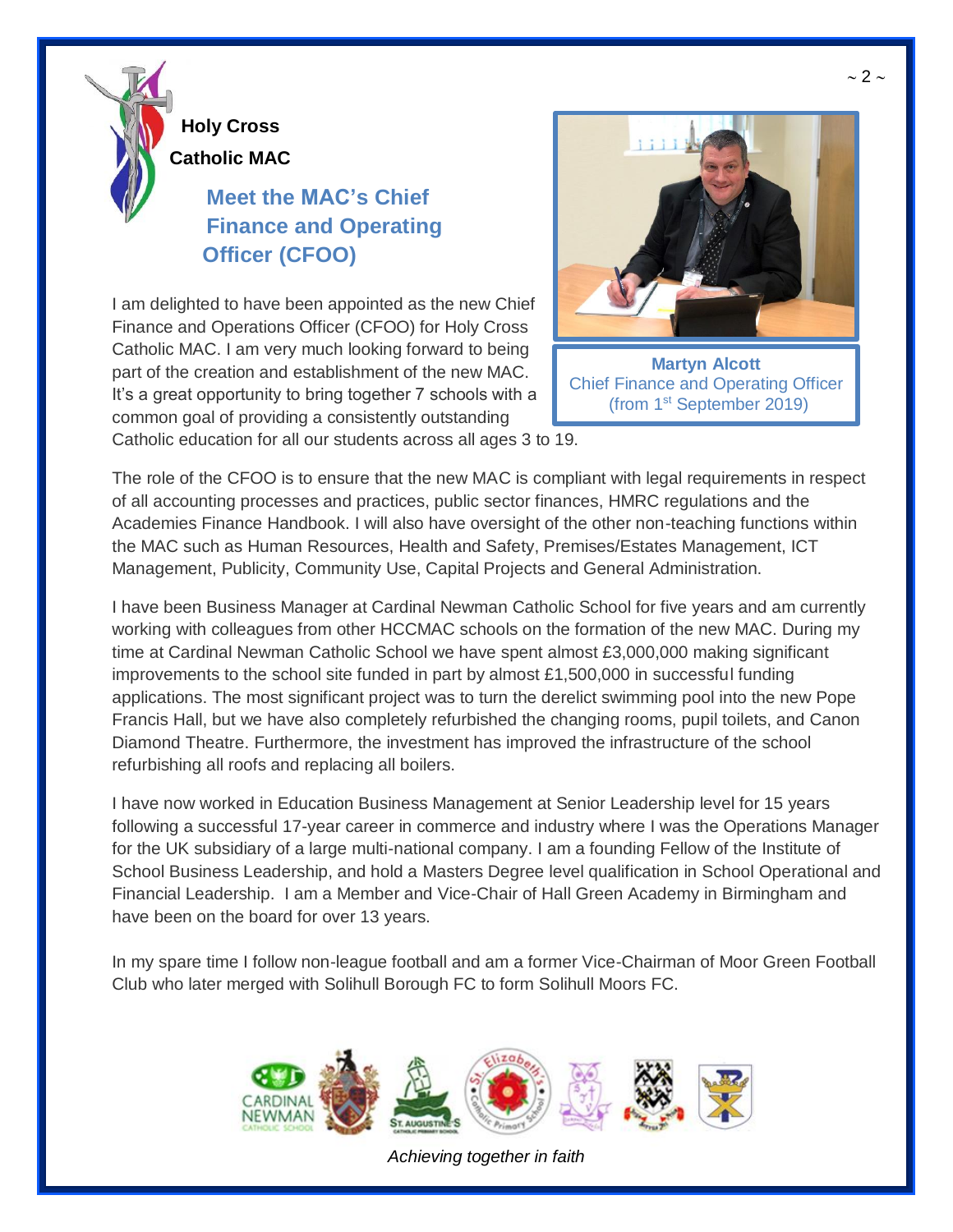**Holy Cross Catholic MAC**

## Meet the MAC's Chief Finance and Operating Officer (CFOO)

**Martyn Alcott**
Chief Finance and Operating Officer
(from 1st September 2019)

I am delighted to have been appointed as the new Chief Finance and Operations Officer (CFOO) for Holy Cross Catholic MAC. I am very much looking forward to being part of the creation and establishment of the new MAC. It's a great opportunity to bring together 7 schools with a common goal of providing a consistently outstanding Catholic education for all our students across all ages 3 to 19.

The role of the CFOO is to ensure that the new MAC is compliant with legal requirements in respect of all accounting processes and practices, public sector finances, HMRC regulations and the Academies Finance Handbook. I will also have oversight of the other non-teaching functions within the MAC such as Human Resources, Health and Safety, Premises/Estates Management, ICT Management, Publicity, Community Use, Capital Projects and General Administration.

I have been Business Manager at Cardinal Newman Catholic School for five years and am currently working with colleagues from other HCCMAC schools on the formation of the new MAC. During my time at Cardinal Newman Catholic School we have spent almost £3,000,000 making significant improvements to the school site funded in part by almost £1,500,000 in successful funding applications. The most significant project was to turn the derelict swimming pool into the new Pope Francis Hall, but we have also completely refurbished the changing rooms, pupil toilets, and Canon Diamond Theatre. Furthermore, the investment has improved the infrastructure of the school refurbishing all roofs and replacing all boilers.

I have now worked in Education Business Management at Senior Leadership level for 15 years following a successful 17-year career in commerce and industry where I was the Operations Manager for the UK subsidiary of a large multi-national company. I am a founding Fellow of the Institute of School Business Leadership, and hold a Masters Degree level qualification in School Operational and Financial Leadership. I am a Member and Vice-Chair of Hall Green Academy in Birmingham and have been on the board for over 13 years.

In my spare time I follow non-league football and am a former Vice-Chairman of Moor Green Football Club who later merged with Solihull Borough FC to form Solihull Moors FC.

*Achieving together in faith*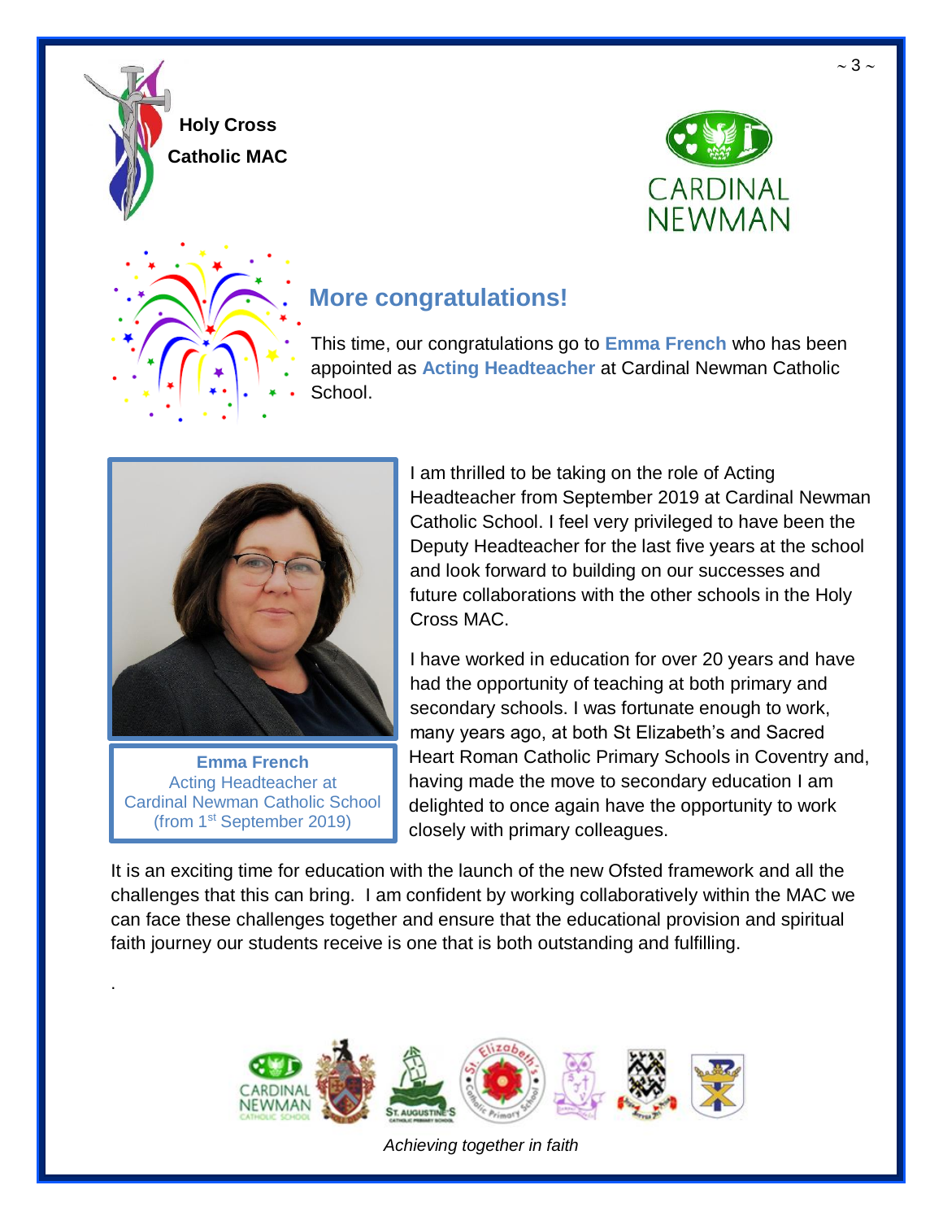Holy Cross Catholic MAC

CARDINAL NEWMAN

## More congratulations!

This time, our congratulations go to **Emma French** who has been appointed as **Acting Headteacher** at Cardinal Newman Catholic School.

**Emma French**
Acting Headteacher at Cardinal Newman Catholic School (from 1st September 2019)

I am thrilled to be taking on the role of Acting Headteacher from September 2019 at Cardinal Newman Catholic School. I feel very privileged to have been the Deputy Headteacher for the last five years at the school and look forward to building on our successes and future collaborations with the other schools in the Holy Cross MAC.

I have worked in education for over 20 years and have had the opportunity of teaching at both primary and secondary schools. I was fortunate enough to work, many years ago, at both St Elizabeth's and Sacred Heart Roman Catholic Primary Schools in Coventry and, having made the move to secondary education I am delighted to once again have the opportunity to work closely with primary colleagues.

It is an exciting time for education with the launch of the new Ofsted framework and all the challenges that this can bring. I am confident by working collaboratively within the MAC we can face these challenges together and ensure that the educational provision and spiritual faith journey our students receive is one that is both outstanding and fulfilling.

*Achieving together in faith*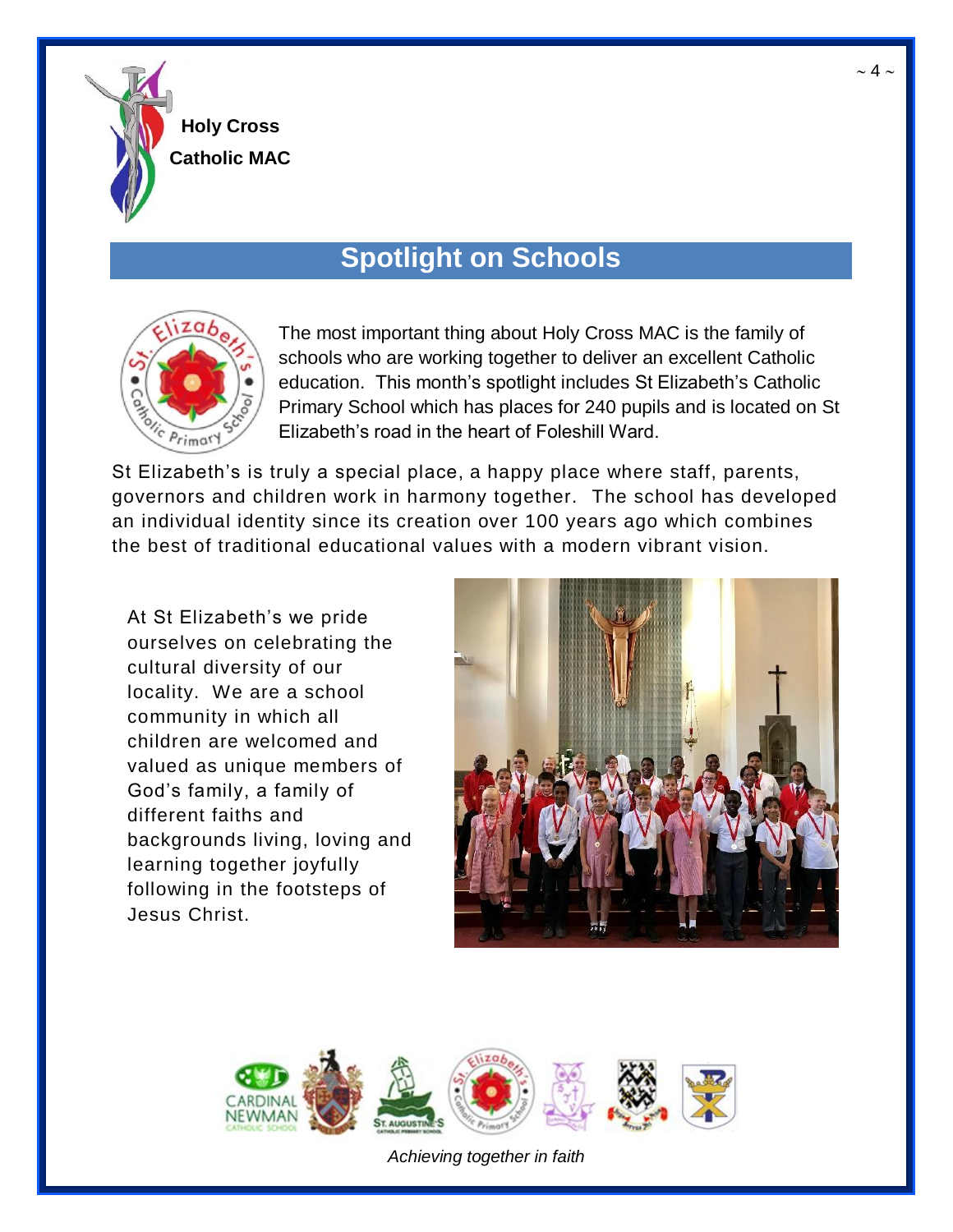**Holy Cross Catholic MAC**

## Spotlight on Schools

The most important thing about Holy Cross MAC is the family of schools who are working together to deliver an excellent Catholic education. This month's spotlight includes St Elizabeth's Catholic Primary School which has places for 240 pupils and is located on St Elizabeth's road in the heart of Foleshill Ward.

St Elizabeth's is truly a special place, a happy place where staff, parents, governors and children work in harmony together. The school has developed an individual identity since its creation over 100 years ago which combines the best of traditional educational values with a modern vibrant vision.

At St Elizabeth's we pride ourselves on celebrating the cultural diversity of our locality. We are a school community in which all children are welcomed and valued as unique members of God's family, a family of different faiths and backgrounds living, loving and learning together joyfully following in the footsteps of Jesus Christ.

*Achieving together in faith*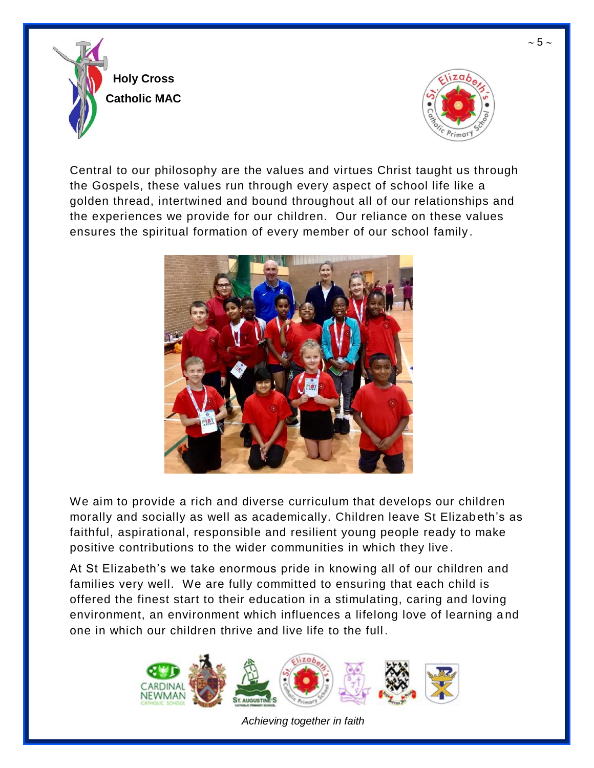**Holy Cross Catholic MAC**

Central to our philosophy are the values and virtues Christ taught us through the Gospels, these values run through every aspect of school life like a golden thread, intertwined and bound throughout all of our relationships and the experiences we provide for our children. Our reliance on these values ensures the spiritual formation of every member of our school family.

We aim to provide a rich and diverse curriculum that develops our children morally and socially as well as academically. Children leave St Elizabeth's as faithful, aspirational, responsible and resilient young people ready to make positive contributions to the wider communities in which they live.

At St Elizabeth's we take enormous pride in knowing all of our children and families very well. We are fully committed to ensuring that each child is offered the finest start to their education in a stimulating, caring and loving environment, an environment which influences a lifelong love of learning and one in which our children thrive and live life to the full.

*Achieving together in faith*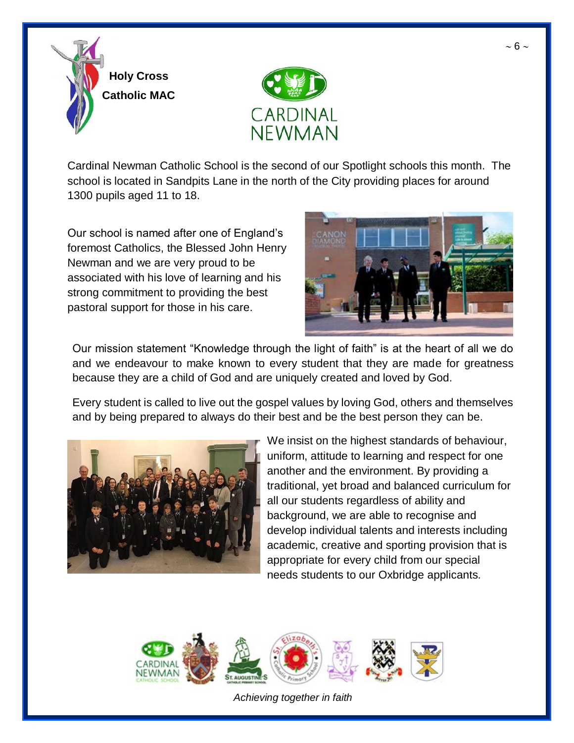**Holy Cross Catholic MAC**

CARDINAL NEWMAN

Cardinal Newman Catholic School is the second of our Spotlight schools this month. The school is located in Sandpits Lane in the north of the City providing places for around 1300 pupils aged 11 to 18.

Our school is named after one of England's foremost Catholics, the Blessed John Henry Newman and we are very proud to be associated with his love of learning and his strong commitment to providing the best pastoral support for those in his care.

Our mission statement "Knowledge through the light of faith" is at the heart of all we do and we endeavour to make known to every student that they are made for greatness because they are a child of God and are uniquely created and loved by God.

Every student is called to live out the gospel values by loving God, others and themselves and by being prepared to always do their best and be the best person they can be.

We insist on the highest standards of behaviour, uniform, attitude to learning and respect for one another and the environment. By providing a traditional, yet broad and balanced curriculum for all our students regardless of ability and background, we are able to recognise and develop individual talents and interests including academic, creative and sporting provision that is appropriate for every child from our special needs students to our Oxbridge applicants.

*Achieving together in faith*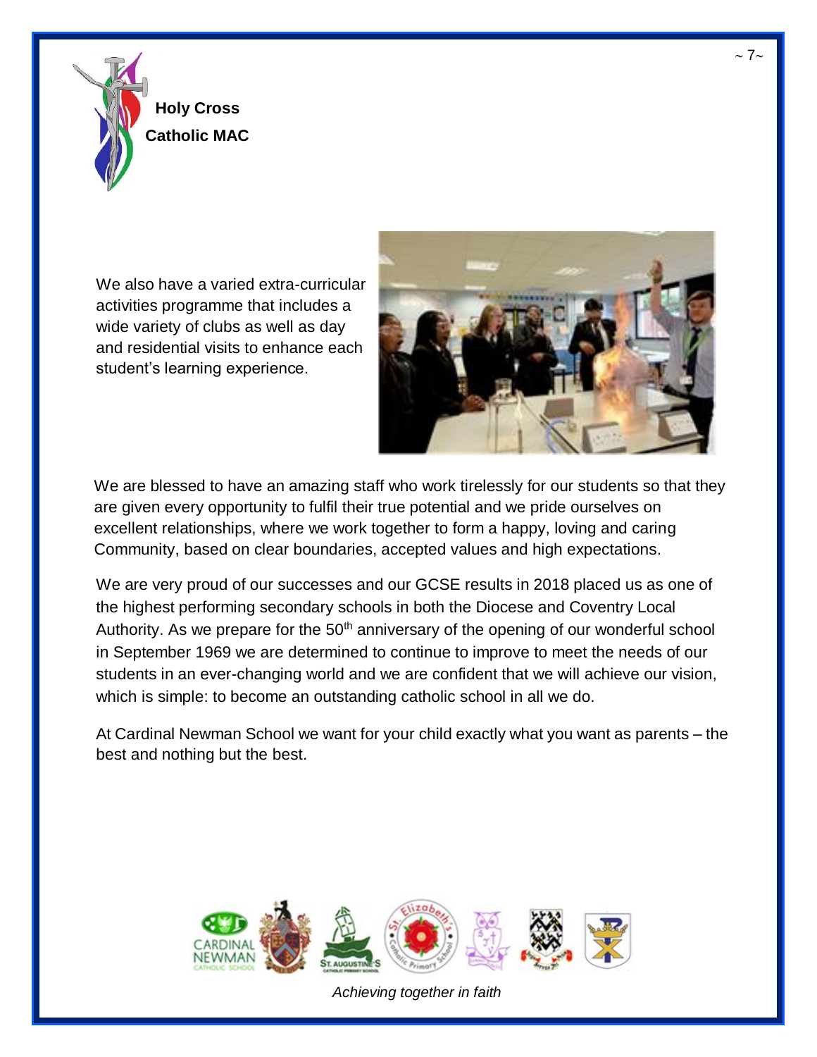We also have a varied extra-curricular activities programme that includes a wide variety of clubs as well as day and residential visits to enhance each student's learning experience.

We are blessed to have an amazing staff who work tirelessly for our students so that they are given every opportunity to fulfil their true potential and we pride ourselves on excellent relationships, where we work together to form a happy, loving and caring Community, based on clear boundaries, accepted values and high expectations.

We are very proud of our successes and our GCSE results in 2018 placed us as one of the highest performing secondary schools in both the Diocese and Coventry Local Authority. As we prepare for the 50th anniversary of the opening of our wonderful school in September 1969 we are determined to continue to improve to meet the needs of our students in an ever-changing world and we are confident that we will achieve our vision, which is simple: to become an outstanding catholic school in all we do.

At Cardinal Newman School we want for your child exactly what you want as parents – the best and nothing but the best.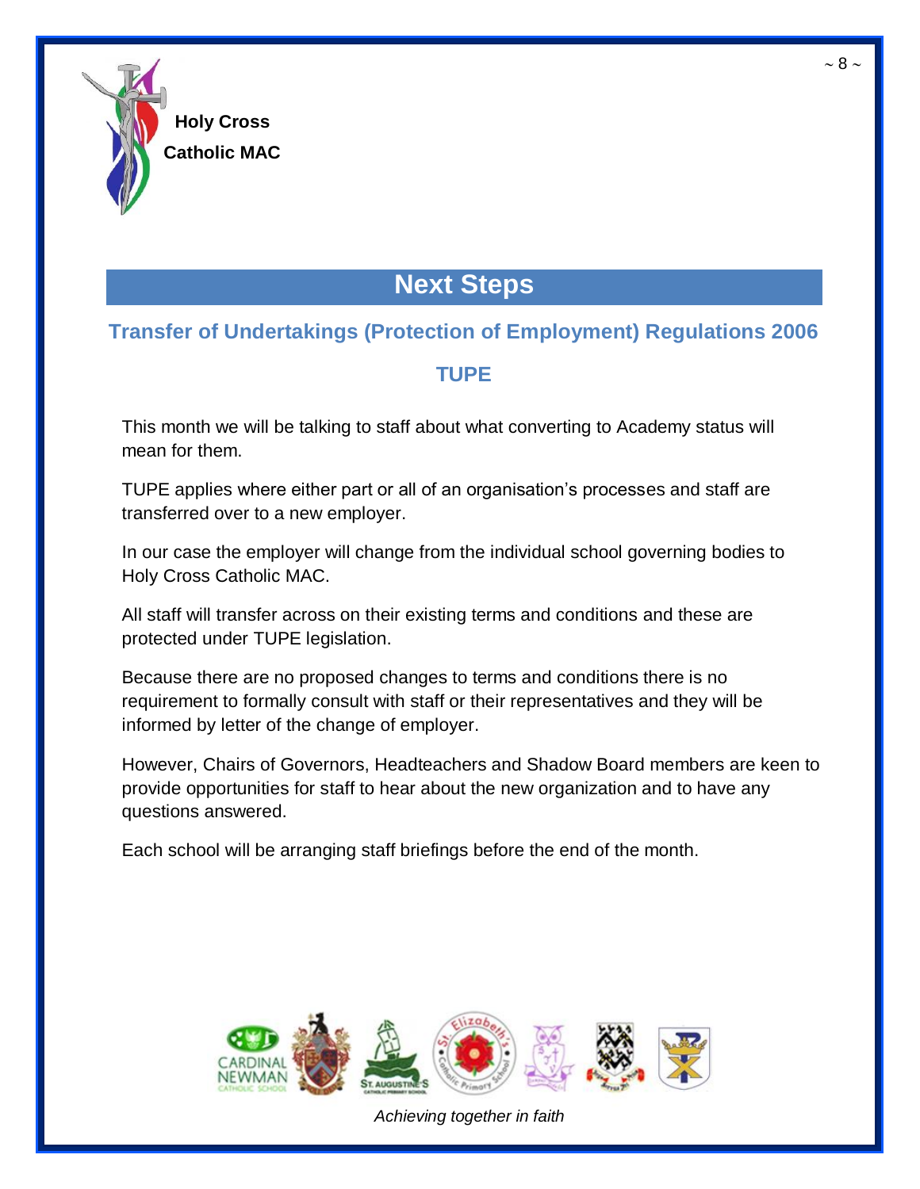Holy Cross Catholic MAC

# Next Steps

## Transfer of Undertakings (Protection of Employment) Regulations 2006

### TUPE

This month we will be talking to staff about what converting to Academy status will mean for them.

TUPE applies where either part or all of an organisation's processes and staff are transferred over to a new employer.

In our case the employer will change from the individual school governing bodies to Holy Cross Catholic MAC.

All staff will transfer across on their existing terms and conditions and these are protected under TUPE legislation.

Because there are no proposed changes to terms and conditions there is no requirement to formally consult with staff or their representatives and they will be informed by letter of the change of employer.

However, Chairs of Governors, Headteachers and Shadow Board members are keen to provide opportunities for staff to hear about the new organization and to have any questions answered.

Each school will be arranging staff briefings before the end of the month.

*Achieving together in faith*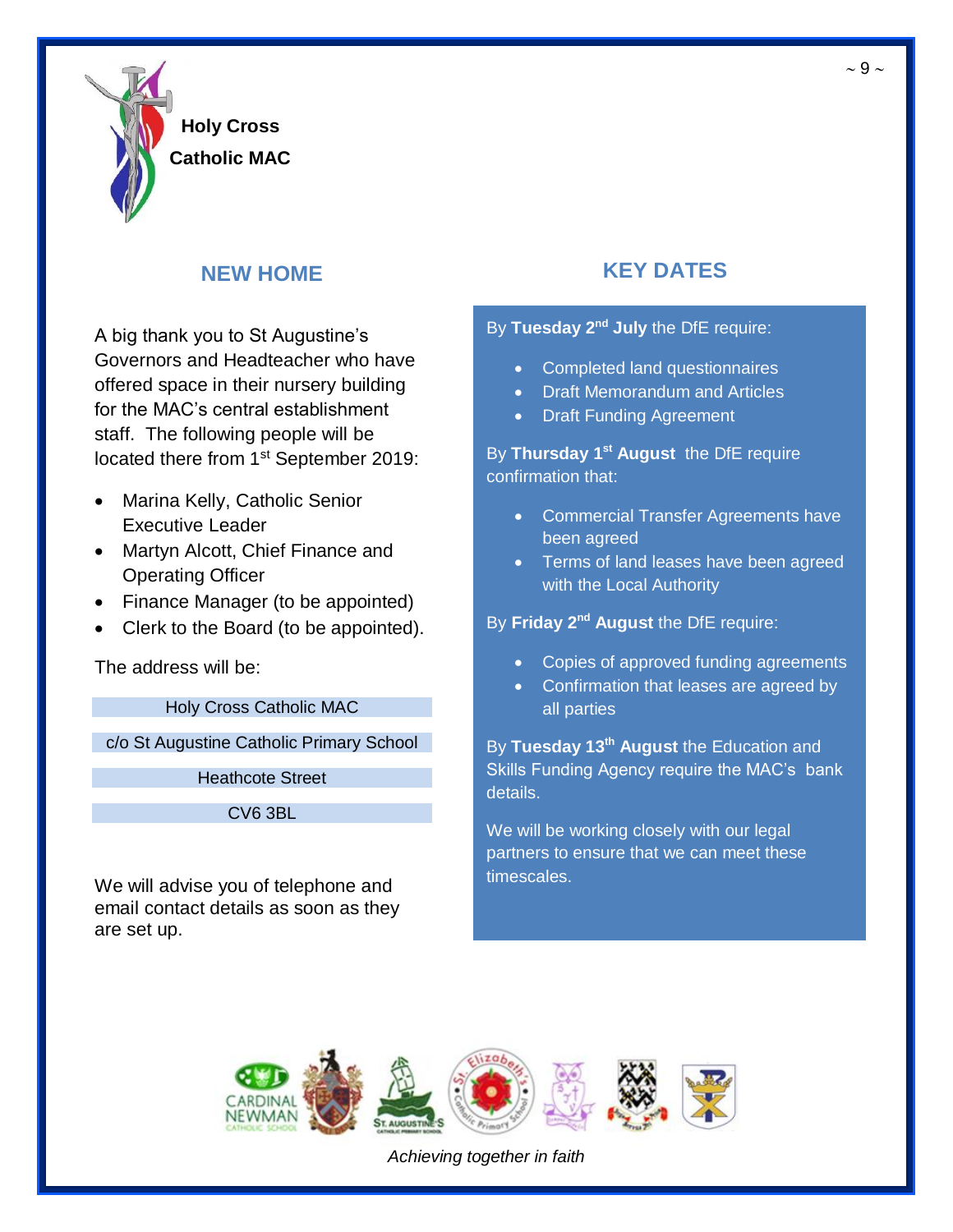**Holy Cross Catholic MAC**

## NEW HOME

A big thank you to St Augustine's Governors and Headteacher who have offered space in their nursery building for the MAC's central establishment staff. The following people will be located there from 1st September 2019:

- Marina Kelly, Catholic Senior Executive Leader
- Martyn Alcott, Chief Finance and Operating Officer
- Finance Manager (to be appointed)
- Clerk to the Board (to be appointed).

The address will be:

Holy Cross Catholic MAC
c/o St Augustine Catholic Primary School
Heathcote Street
CV6 3BL

We will advise you of telephone and email contact details as soon as they are set up.

## KEY DATES

By **Tuesday 2nd July** the DfE require:

- Completed land questionnaires
- Draft Memorandum and Articles
- Draft Funding Agreement

By **Thursday 1st August** the DfE require confirmation that:

- Commercial Transfer Agreements have been agreed
- Terms of land leases have been agreed with the Local Authority

By **Friday 2nd August** the DfE require:

- Copies of approved funding agreements
- Confirmation that leases are agreed by all parties

By **Tuesday 13th August** the Education and Skills Funding Agency require the MAC's bank details.

We will be working closely with our legal partners to ensure that we can meet these timescales.

*Achieving together in faith*